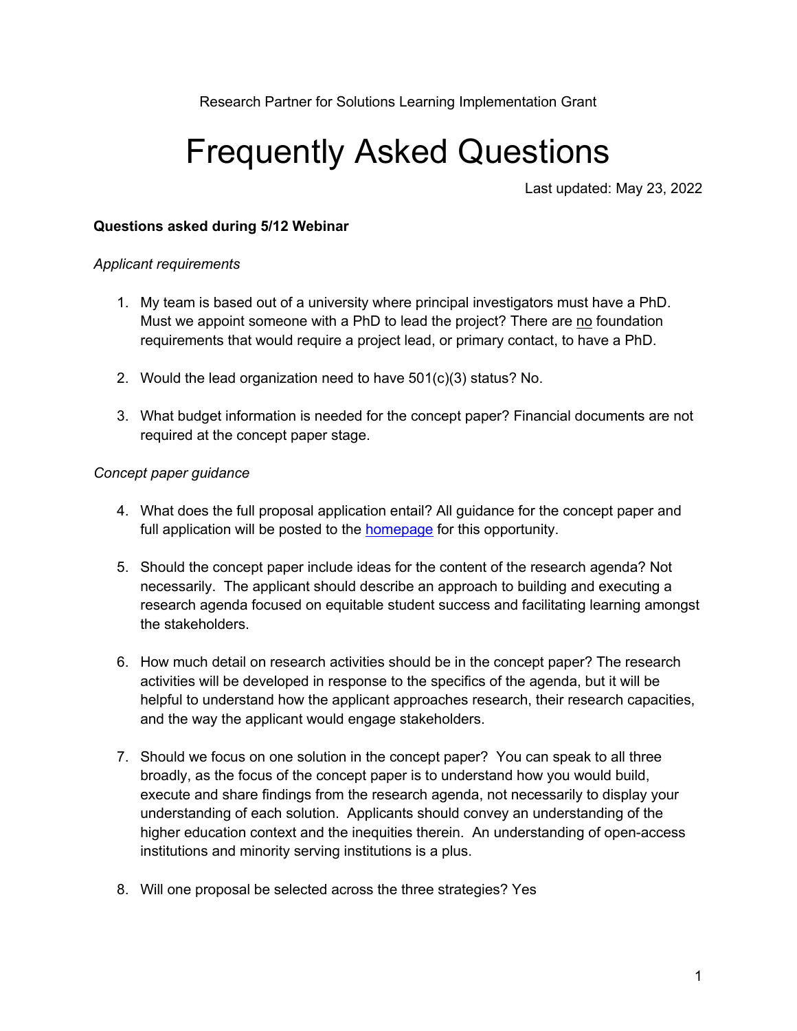Research Partner for Solutions Learning Implementation Grant

# Frequently Asked Questions

Last updated: May 23, 2022

**Questions asked during 5/12 Webinar**

*Applicant requirements*

1. My team is based out of a university where principal investigators must have a PhD. Must we appoint someone with a PhD to lead the project? There are <u>no</u> foundation requirements that would require a project lead, or primary contact, to have a PhD.

2. Would the lead organization need to have 501(c)(3) status? No.

3. What budget information is needed for the concept paper? Financial documents are not required at the concept paper stage.

*Concept paper guidance*

4. What does the full proposal application entail? All guidance for the concept paper and full application will be posted to the homepage for this opportunity.

5. Should the concept paper include ideas for the content of the research agenda? Not necessarily. The applicant should describe an approach to building and executing a research agenda focused on equitable student success and facilitating learning amongst the stakeholders.

6. How much detail on research activities should be in the concept paper? The research activities will be developed in response to the specifics of the agenda, but it will be helpful to understand how the applicant approaches research, their research capacities, and the way the applicant would engage stakeholders.

7. Should we focus on one solution in the concept paper? You can speak to all three broadly, as the focus of the concept paper is to understand how you would build, execute and share findings from the research agenda, not necessarily to display your understanding of each solution. Applicants should convey an understanding of the higher education context and the inequities therein. An understanding of open-access institutions and minority serving institutions is a plus.

8. Will one proposal be selected across the three strategies? Yes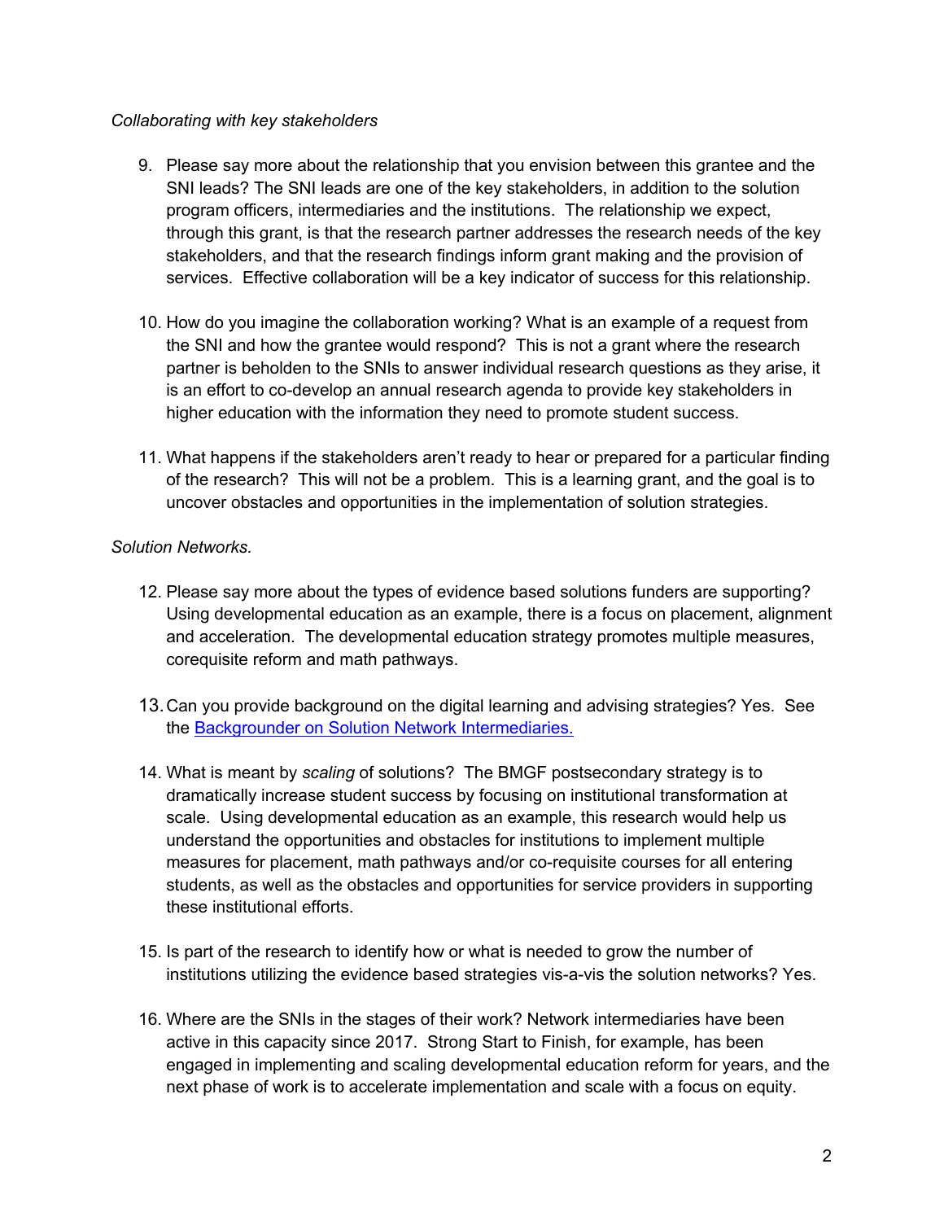*Collaborating with key stakeholders*

9. Please say more about the relationship that you envision between this grantee and the SNI leads? The SNI leads are one of the key stakeholders, in addition to the solution program officers, intermediaries and the institutions. The relationship we expect, through this grant, is that the research partner addresses the research needs of the key stakeholders, and that the research findings inform grant making and the provision of services. Effective collaboration will be a key indicator of success for this relationship.

10. How do you imagine the collaboration working? What is an example of a request from the SNI and how the grantee would respond? This is not a grant where the research partner is beholden to the SNIs to answer individual research questions as they arise, it is an effort to co-develop an annual research agenda to provide key stakeholders in higher education with the information they need to promote student success.

11. What happens if the stakeholders aren't ready to hear or prepared for a particular finding of the research? This will not be a problem. This is a learning grant, and the goal is to uncover obstacles and opportunities in the implementation of solution strategies.

*Solution Networks.*

12. Please say more about the types of evidence based solutions funders are supporting? Using developmental education as an example, there is a focus on placement, alignment and acceleration. The developmental education strategy promotes multiple measures, corequisite reform and math pathways.

13. Can you provide background on the digital learning and advising strategies? Yes. See the [Backgrounder on Solution Network Intermediaries.]()

14. What is meant by *scaling* of solutions? The BMGF postsecondary strategy is to dramatically increase student success by focusing on institutional transformation at scale. Using developmental education as an example, this research would help us understand the opportunities and obstacles for institutions to implement multiple measures for placement, math pathways and/or co-requisite courses for all entering students, as well as the obstacles and opportunities for service providers in supporting these institutional efforts.

15. Is part of the research to identify how or what is needed to grow the number of institutions utilizing the evidence based strategies vis-a-vis the solution networks? Yes.

16. Where are the SNIs in the stages of their work? Network intermediaries have been active in this capacity since 2017. Strong Start to Finish, for example, has been engaged in implementing and scaling developmental education reform for years, and the next phase of work is to accelerate implementation and scale with a focus on equity.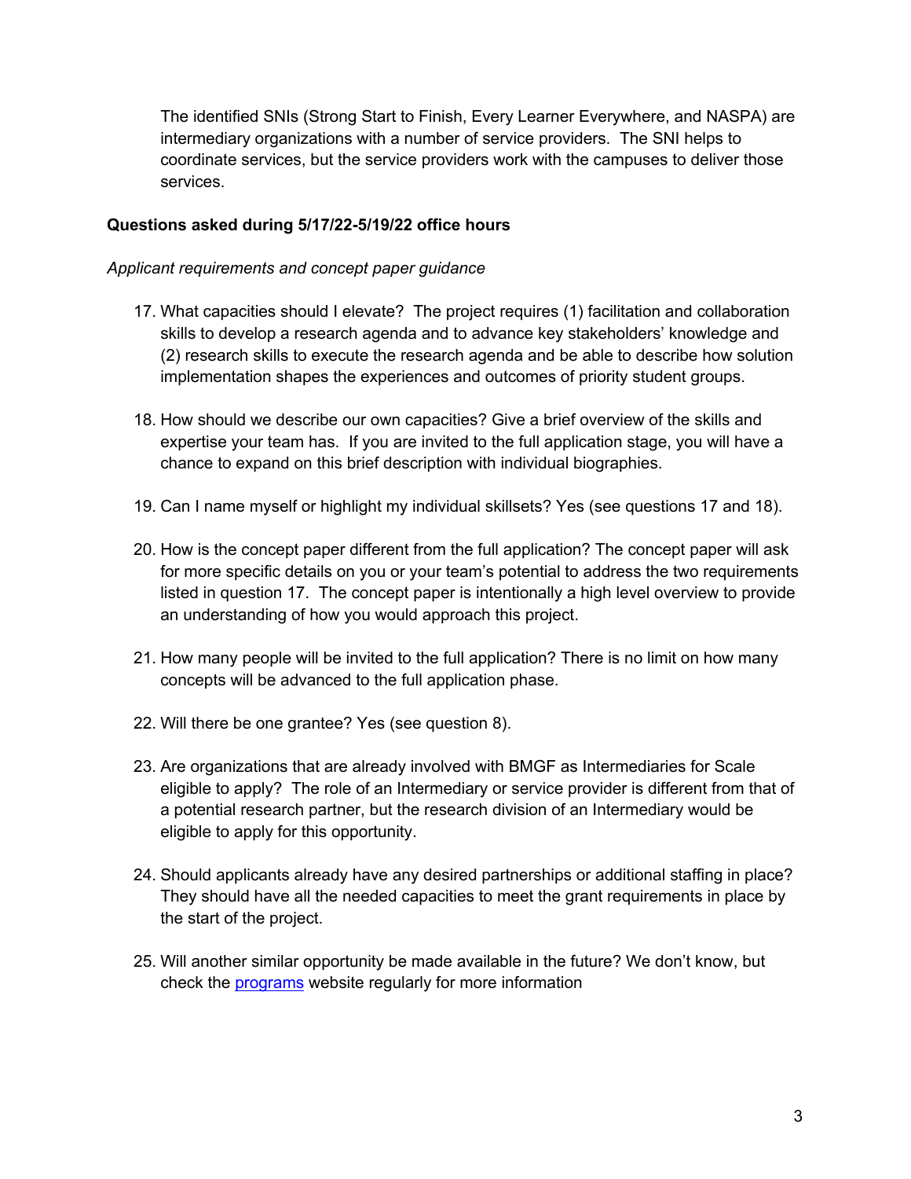The identified SNIs (Strong Start to Finish, Every Learner Everywhere, and NASPA) are intermediary organizations with a number of service providers. The SNI helps to coordinate services, but the service providers work with the campuses to deliver those services.

**Questions asked during 5/17/22-5/19/22 office hours**

*Applicant requirements and concept paper guidance*

17. What capacities should I elevate? The project requires (1) facilitation and collaboration skills to develop a research agenda and to advance key stakeholders' knowledge and (2) research skills to execute the research agenda and be able to describe how solution implementation shapes the experiences and outcomes of priority student groups.
18. How should we describe our own capacities? Give a brief overview of the skills and expertise your team has. If you are invited to the full application stage, you will have a chance to expand on this brief description with individual biographies.
19. Can I name myself or highlight my individual skillsets? Yes (see questions 17 and 18).
20. How is the concept paper different from the full application? The concept paper will ask for more specific details on you or your team's potential to address the two requirements listed in question 17. The concept paper is intentionally a high level overview to provide an understanding of how you would approach this project.
21. How many people will be invited to the full application? There is no limit on how many concepts will be advanced to the full application phase.
22. Will there be one grantee? Yes (see question 8).
23. Are organizations that are already involved with BMGF as Intermediaries for Scale eligible to apply? The role of an Intermediary or service provider is different from that of a potential research partner, but the research division of an Intermediary would be eligible to apply for this opportunity.
24. Should applicants already have any desired partnerships or additional staffing in place? They should have all the needed capacities to meet the grant requirements in place by the start of the project.
25. Will another similar opportunity be made available in the future? We don't know, but check the programs website regularly for more information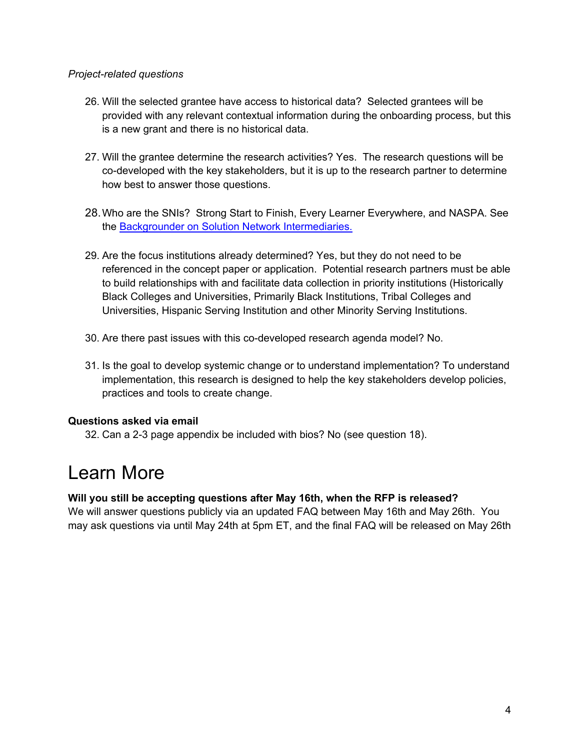*Project-related questions*

26. Will the selected grantee have access to historical data? Selected grantees will be provided with any relevant contextual information during the onboarding process, but this is a new grant and there is no historical data.

27. Will the grantee determine the research activities? Yes. The research questions will be co-developed with the key stakeholders, but it is up to the research partner to determine how best to answer those questions.

28. Who are the SNIs? Strong Start to Finish, Every Learner Everywhere, and NASPA. See the [Backgrounder on Solution Network Intermediaries.]()

29. Are the focus institutions already determined? Yes, but they do not need to be referenced in the concept paper or application. Potential research partners must be able to build relationships with and facilitate data collection in priority institutions (Historically Black Colleges and Universities, Primarily Black Institutions, Tribal Colleges and Universities, Hispanic Serving Institution and other Minority Serving Institutions.

30. Are there past issues with this co-developed research agenda model? No.

31. Is the goal to develop systemic change or to understand implementation? To understand implementation, this research is designed to help the key stakeholders develop policies, practices and tools to create change.

**Questions asked via email**

32. Can a 2-3 page appendix be included with bios? No (see question 18).

# Learn More

**Will you still be accepting questions after May 16th, when the RFP is released?**

We will answer questions publicly via an updated FAQ between May 16th and May 26th. You may ask questions via until May 24th at 5pm ET, and the final FAQ will be released on May 26th